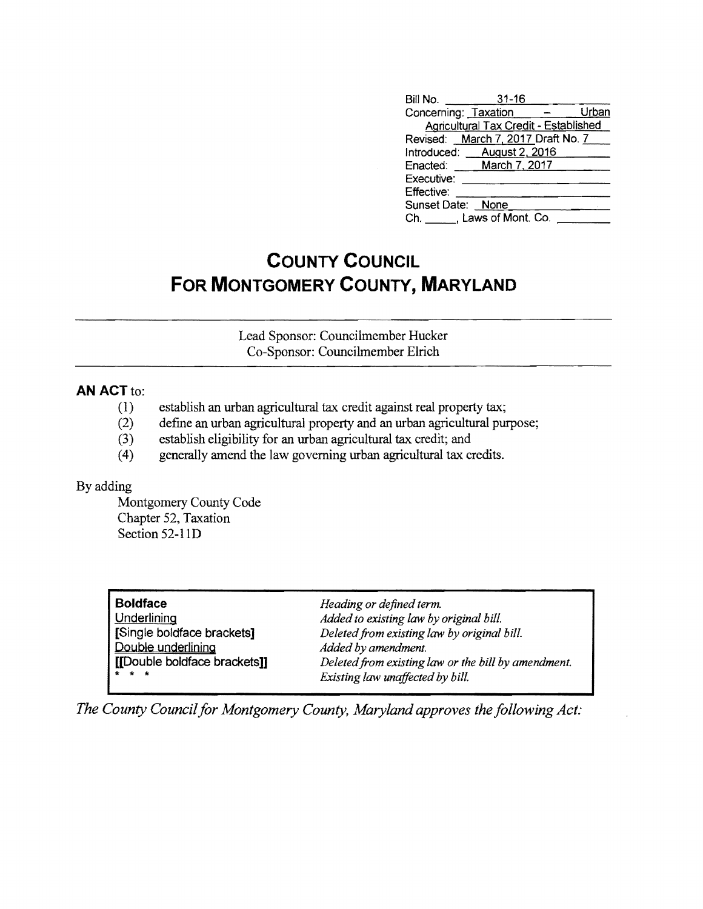| | |
|---|---|
| Bill No. | 31-16 |
| Concerning: | Taxation – Urban Agricultural Tax Credit - Established |
| Revised: | March 7, 2017 Draft No. 7 |
| Introduced: | August 2, 2016 |
| Enacted: | March 7, 2017 |
| Executive: | |
| Effective: | |
| Sunset Date: | None |
| Ch. _____, Laws of Mont. Co. | |

# County Council For Montgomery County, Maryland

Lead Sponsor: Councilmember Hucker
Co-Sponsor: Councilmember Elrich

---

**AN ACT** to:

(1) establish an urban agricultural tax credit against real property tax;
(2) define an urban agricultural property and an urban agricultural purpose;
(3) establish eligibility for an urban agricultural tax credit; and
(4) generally amend the law governing urban agricultural tax credits.

By adding

Montgomery County Code
Chapter 52, Taxation
Section 52-11D

| | |
|---|---|
| **Boldface** | *Heading or defined term.* |
| Underlining | *Added to existing law by original bill.* |
| **[Single boldface brackets]** | *Deleted from existing law by original bill.* |
| Double underlining | *Added by amendment.* |
| **[[Double boldface brackets]]** | *Deleted from existing law or the bill by amendment.* |
| * * * | *Existing law unaffected by bill.* |

*The County Council for Montgomery County, Maryland approves the following Act:*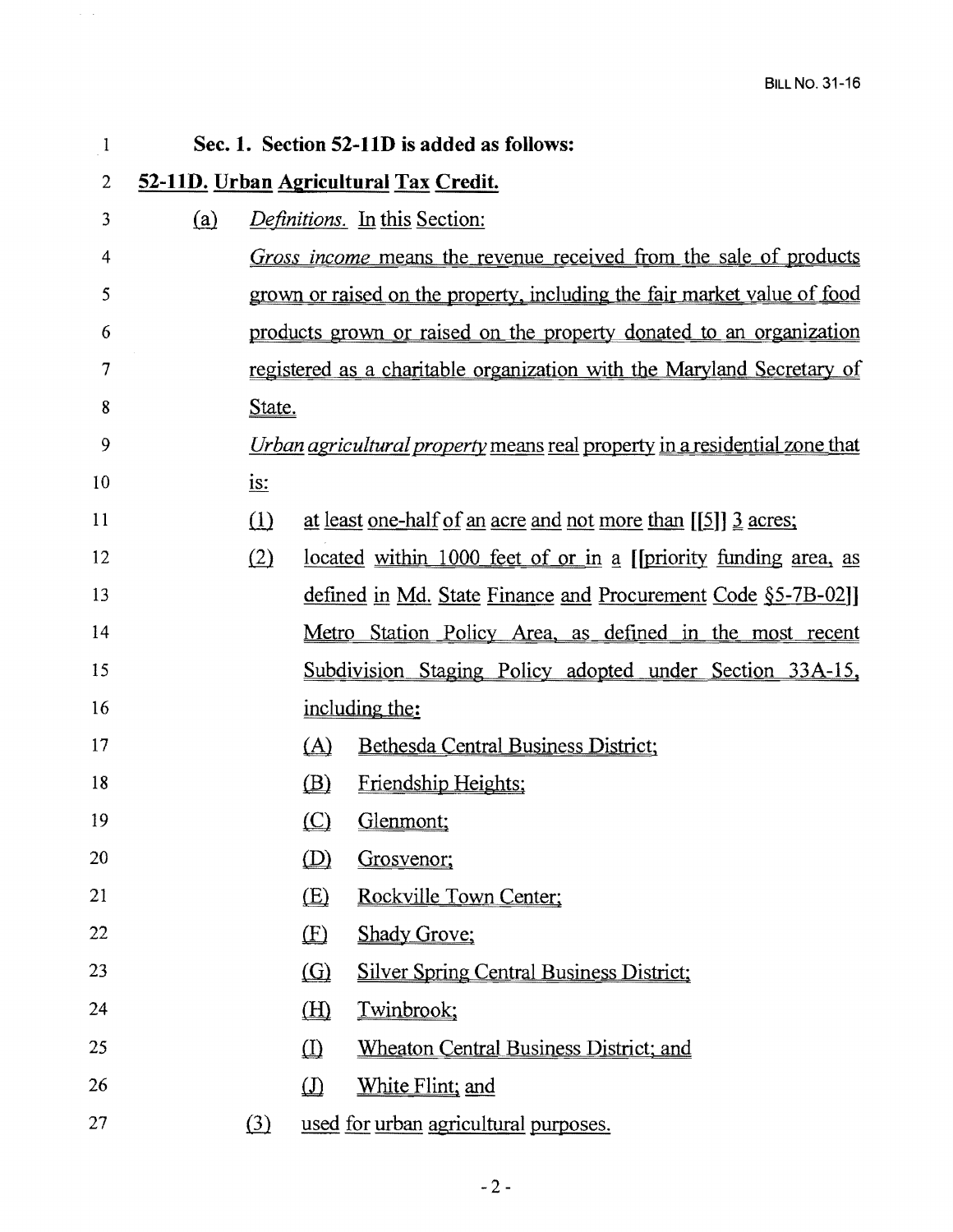**Sec. 1. Section 52-11D is added as follows:**

**52-11D. Urban Agricultural Tax Credit.**

(a) *Definitions.* In this Section:

*Gross income* means the revenue received from the sale of products grown or raised on the property, including the fair market value of food products grown or raised on the property donated to an organization registered as a charitable organization with the Maryland Secretary of State.

*Urban agricultural property* means real property in a residential zone that is:

(1) at least one-half of an acre and not more than [[5]] 3 acres;

(2) located within 1000 feet of or in a [[priority funding area, as defined in Md. State Finance and Procurement Code §5-7B-02]] Metro Station Policy Area, as defined in the most recent Subdivision Staging Policy adopted under Section 33A-15, including the:

(A) Bethesda Central Business District;

(B) Friendship Heights;

(C) Glenmont;

(D) Grosvenor;

(E) Rockville Town Center;

(F) Shady Grove;

(G) Silver Spring Central Business District;

(H) Twinbrook;

(I) Wheaton Central Business District; and

(J) White Flint; and

(3) used for urban agricultural purposes.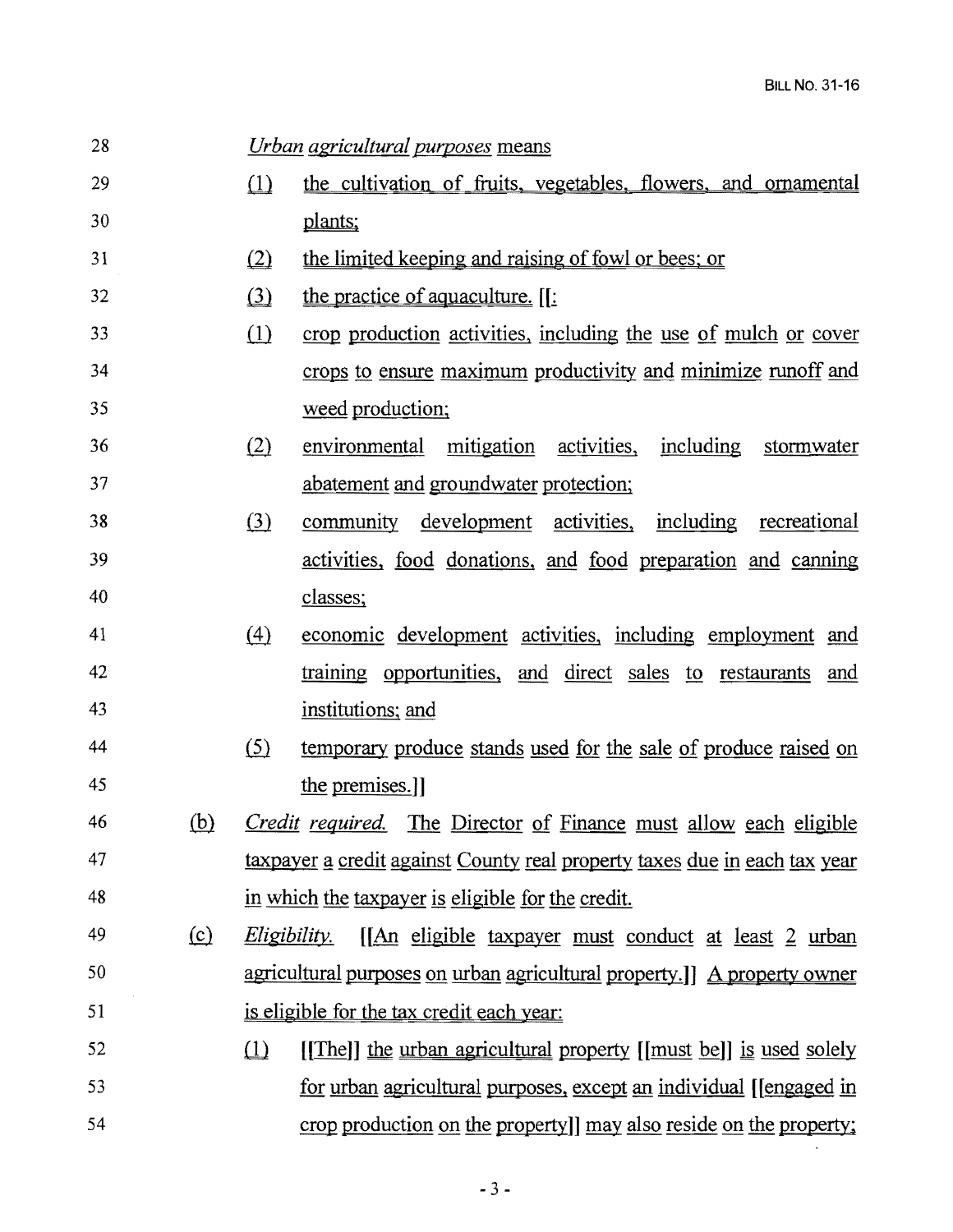*Urban agricultural purposes* means

(1) the cultivation of fruits, vegetables, flowers, and ornamental plants;

(2) the limited keeping and raising of fowl or bees; or

(3) the practice of aquaculture. [[:

(1) crop production activities, including the use of mulch or cover crops to ensure maximum productivity and minimize runoff and weed production;

(2) environmental mitigation activities, including stormwater abatement and groundwater protection;

(3) community development activities, including recreational activities, food donations, and food preparation and canning classes;

(4) economic development activities, including employment and training opportunities, and direct sales to restaurants and institutions; and

(5) temporary produce stands used for the sale of produce raised on the premises.]]

(b) *Credit required.* The Director of Finance must allow each eligible taxpayer a credit against County real property taxes due in each tax year in which the taxpayer is eligible for the credit.

(c) *Eligibility.* [[An eligible taxpayer must conduct at least 2 urban agricultural purposes on urban agricultural property.]] A property owner is eligible for the tax credit each year:

(1) [[The]] the urban agricultural property [[must be]] is used solely for urban agricultural purposes, except an individual [[engaged in crop production on the property]] may also reside on the property;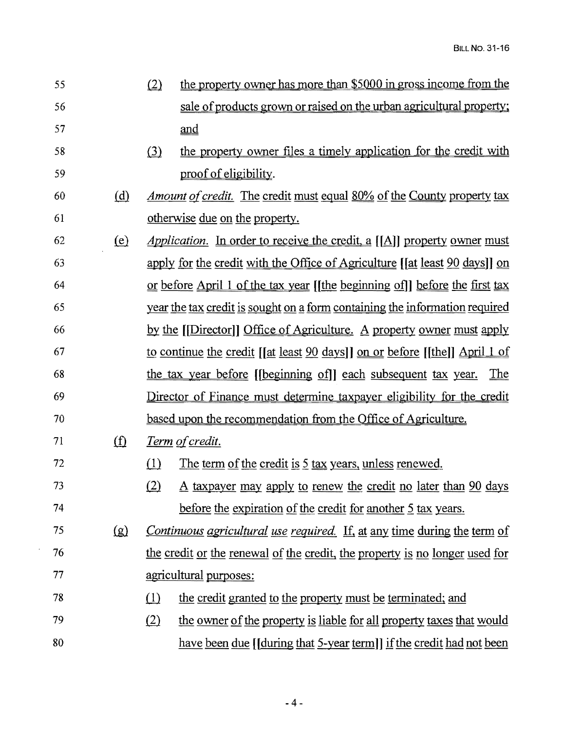(2) the property owner has more than $5000 in gross income from the sale of products grown or raised on the urban agricultural property; and

(3) the property owner files a timely application for the credit with proof of eligibility.

(d) *Amount of credit.* The credit must equal 80% of the County property tax otherwise due on the property.

(e) *Application.* In order to receive the credit, a [[A]] property owner must apply for the credit with the Office of Agriculture [[at least 90 days]] on or before April 1 of the tax year [[the beginning of]] before the first tax year the tax credit is sought on a form containing the information required by the [[Director]] Office of Agriculture. A property owner must apply to continue the credit [[at least 90 days]] on or before [[the]] April 1 of the tax year before [[beginning of]] each subsequent tax year. The Director of Finance must determine taxpayer eligibility for the credit based upon the recommendation from the Office of Agriculture.

(f) *Term of credit.*

(1) The term of the credit is 5 tax years, unless renewed.

(2) A taxpayer may apply to renew the credit no later than 90 days before the expiration of the credit for another 5 tax years.

(g) *Continuous agricultural use required.* If, at any time during the term of the credit or the renewal of the credit, the property is no longer used for agricultural purposes:

(1) the credit granted to the property must be terminated; and

(2) the owner of the property is liable for all property taxes that would have been due [[during that 5-year term]] if the credit had not been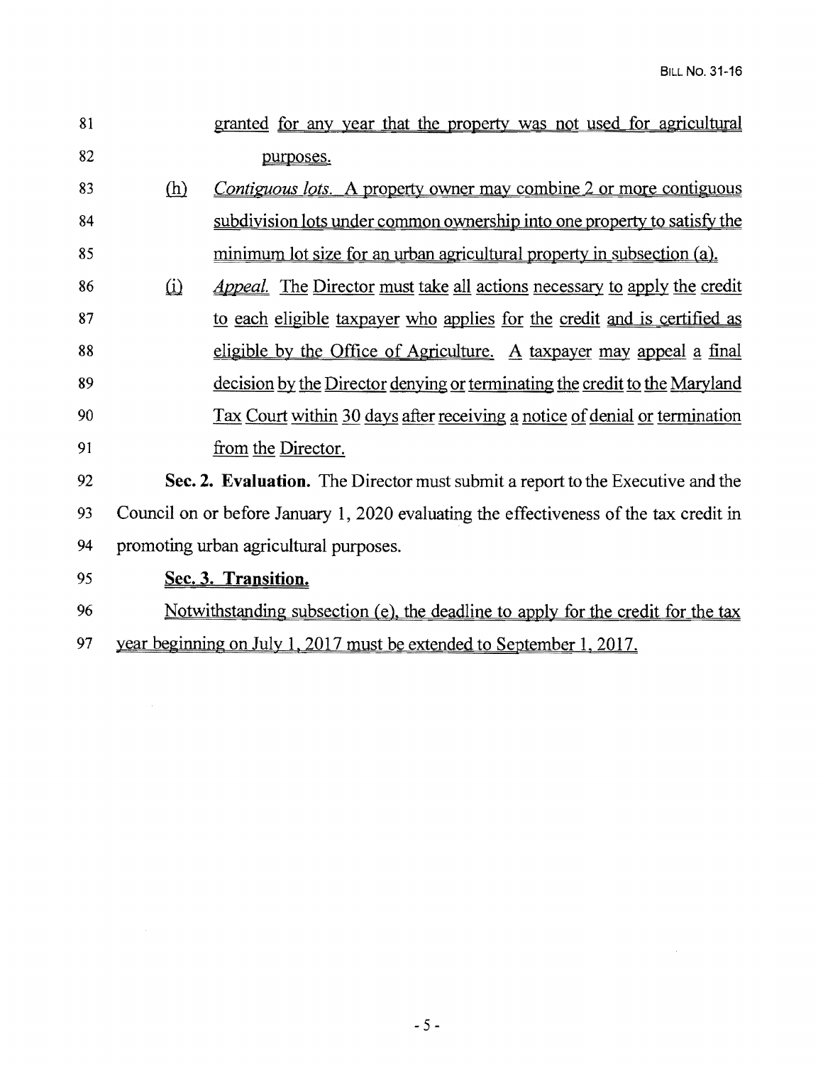granted for any year that the property was not used for agricultural purposes.

(h) *Contiguous lots.* A property owner may combine 2 or more contiguous subdivision lots under common ownership into one property to satisfy the minimum lot size for an urban agricultural property in subsection (a).

(i) *Appeal.* The Director must take all actions necessary to apply the credit to each eligible taxpayer who applies for the credit and is certified as eligible by the Office of Agriculture. A taxpayer may appeal a final decision by the Director denying or terminating the credit to the Maryland Tax Court within 30 days after receiving a notice of denial or termination from the Director.

**Sec. 2. Evaluation.** The Director must submit a report to the Executive and the Council on or before January 1, 2020 evaluating the effectiveness of the tax credit in promoting urban agricultural purposes.

**Sec. 3. Transition.**

Notwithstanding subsection (e), the deadline to apply for the credit for the tax year beginning on July 1, 2017 must be extended to September 1, 2017.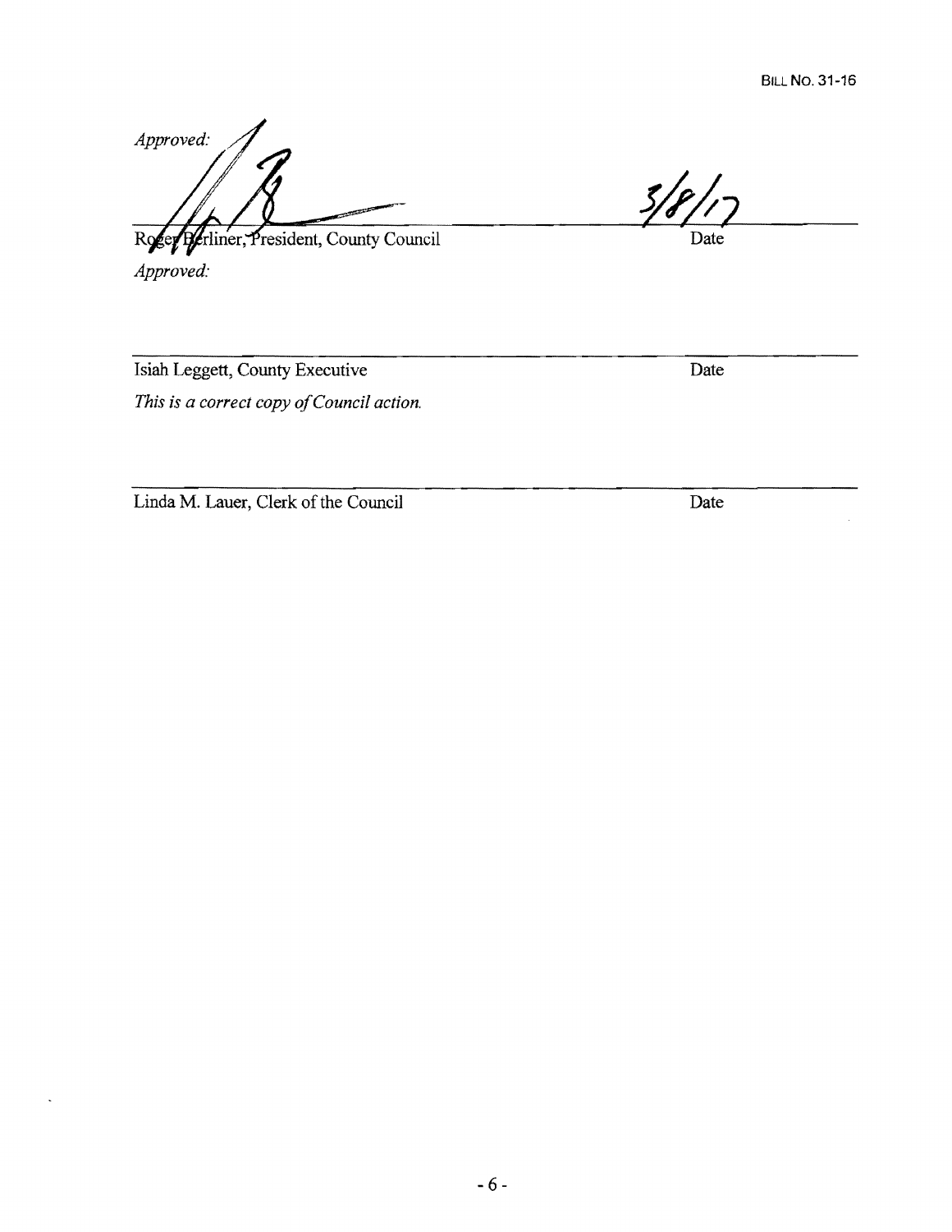BILL NO. 31-16

*Approved:*

Roger Berliner, President, County Council — Date: 3/8/17

*Approved:*

Isiah Leggett, County Executive — Date

*This is a correct copy of Council action.*

Linda M. Lauer, Clerk of the Council — Date